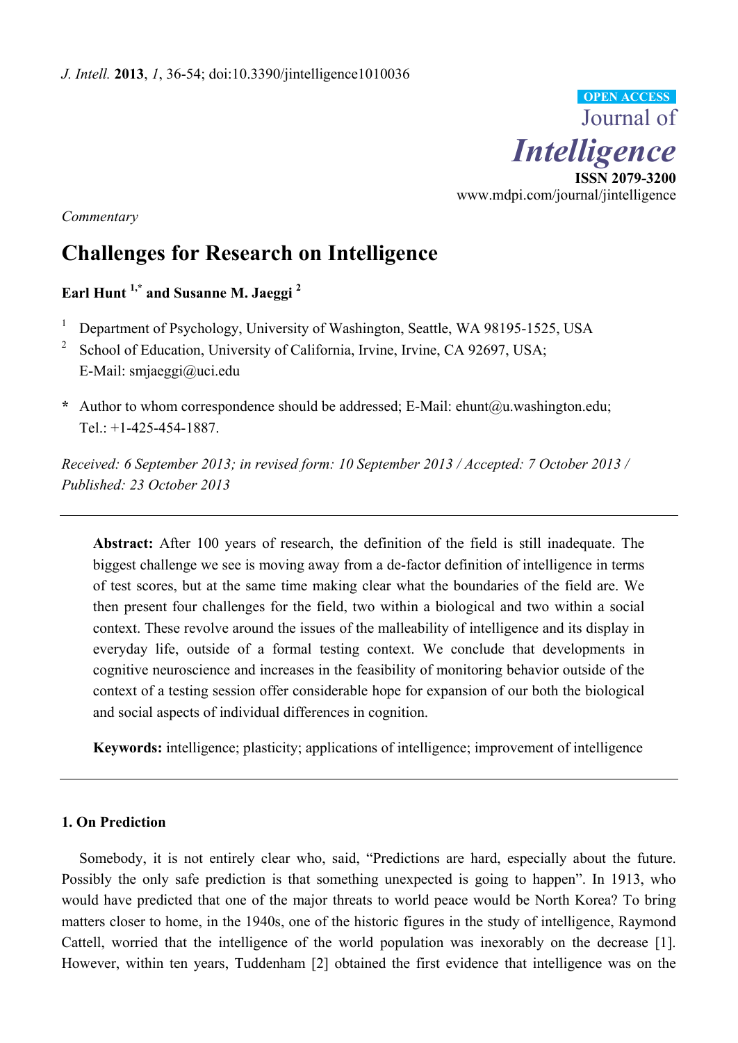*J. Intell.* **2013**, *1*, 36-54; doi:10.3390/jintelligence1010036

OPEN ACCESS

Journal of *Intelligence*

ISSN 2079-3200

www.mdpi.com/journal/jintelligence

*Commentary*

# Challenges for Research on Intelligence

**Earl Hunt [1,*] and Susanne M. Jaeggi [2]**

[1] Department of Psychology, University of Washington, Seattle, WA 98195-1525, USA

[2] School of Education, University of California, Irvine, Irvine, CA 92697, USA; E-Mail: smjaeggi@uci.edu

**\*** Author to whom correspondence should be addressed; E-Mail: ehunt@u.washington.edu; Tel.: +1-425-454-1887.

*Received: 6 September 2013; in revised form: 10 September 2013 / Accepted: 7 October 2013 / Published: 23 October 2013*

**Abstract:** After 100 years of research, the definition of the field is still inadequate. The biggest challenge we see is moving away from a de-factor definition of intelligence in terms of test scores, but at the same time making clear what the boundaries of the field are. We then present four challenges for the field, two within a biological and two within a social context. These revolve around the issues of the malleability of intelligence and its display in everyday life, outside of a formal testing context. We conclude that developments in cognitive neuroscience and increases in the feasibility of monitoring behavior outside of the context of a testing session offer considerable hope for expansion of our both the biological and social aspects of individual differences in cognition.

**Keywords:** intelligence; plasticity; applications of intelligence; improvement of intelligence

## 1. On Prediction

Somebody, it is not entirely clear who, said, "Predictions are hard, especially about the future. Possibly the only safe prediction is that something unexpected is going to happen". In 1913, who would have predicted that one of the major threats to world peace would be North Korea? To bring matters closer to home, in the 1940s, one of the historic figures in the study of intelligence, Raymond Cattell, worried that the intelligence of the world population was inexorably on the decrease [1]. However, within ten years, Tuddenham [2] obtained the first evidence that intelligence was on the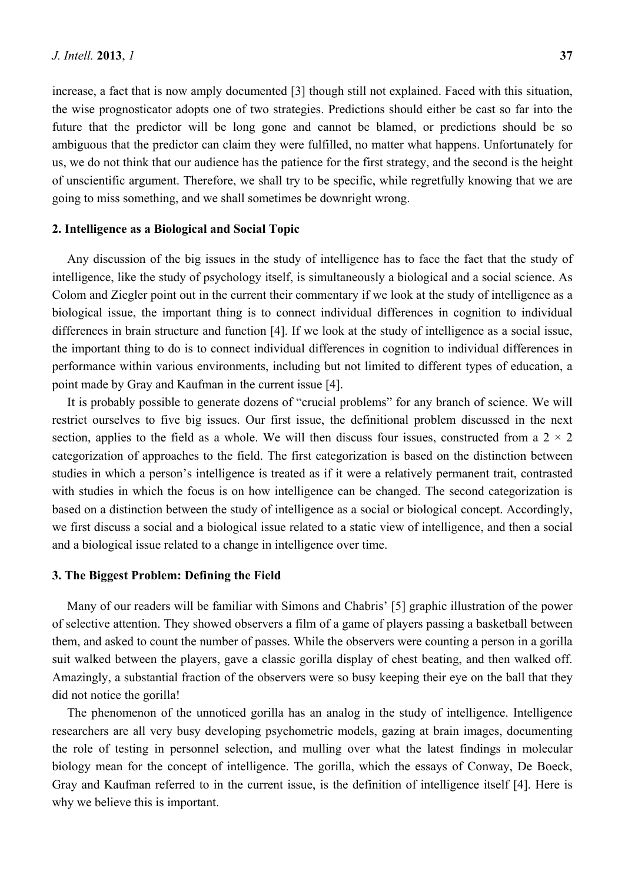increase, a fact that is now amply documented [3] though still not explained. Faced with this situation, the wise prognosticator adopts one of two strategies. Predictions should either be cast so far into the future that the predictor will be long gone and cannot be blamed, or predictions should be so ambiguous that the predictor can claim they were fulfilled, no matter what happens. Unfortunately for us, we do not think that our audience has the patience for the first strategy, and the second is the height of unscientific argument. Therefore, we shall try to be specific, while regretfully knowing that we are going to miss something, and we shall sometimes be downright wrong.

## 2. Intelligence as a Biological and Social Topic

Any discussion of the big issues in the study of intelligence has to face the fact that the study of intelligence, like the study of psychology itself, is simultaneously a biological and a social science. As Colom and Ziegler point out in the current their commentary if we look at the study of intelligence as a biological issue, the important thing is to connect individual differences in cognition to individual differences in brain structure and function [4]. If we look at the study of intelligence as a social issue, the important thing to do is to connect individual differences in cognition to individual differences in performance within various environments, including but not limited to different types of education, a point made by Gray and Kaufman in the current issue [4].

It is probably possible to generate dozens of "crucial problems" for any branch of science. We will restrict ourselves to five big issues. Our first issue, the definitional problem discussed in the next section, applies to the field as a whole. We will then discuss four issues, constructed from a 2 × 2 categorization of approaches to the field. The first categorization is based on the distinction between studies in which a person's intelligence is treated as if it were a relatively permanent trait, contrasted with studies in which the focus is on how intelligence can be changed. The second categorization is based on a distinction between the study of intelligence as a social or biological concept. Accordingly, we first discuss a social and a biological issue related to a static view of intelligence, and then a social and a biological issue related to a change in intelligence over time.

## 3. The Biggest Problem: Defining the Field

Many of our readers will be familiar with Simons and Chabris' [5] graphic illustration of the power of selective attention. They showed observers a film of a game of players passing a basketball between them, and asked to count the number of passes. While the observers were counting a person in a gorilla suit walked between the players, gave a classic gorilla display of chest beating, and then walked off. Amazingly, a substantial fraction of the observers were so busy keeping their eye on the ball that they did not notice the gorilla!

The phenomenon of the unnoticed gorilla has an analog in the study of intelligence. Intelligence researchers are all very busy developing psychometric models, gazing at brain images, documenting the role of testing in personnel selection, and mulling over what the latest findings in molecular biology mean for the concept of intelligence. The gorilla, which the essays of Conway, De Boeck, Gray and Kaufman referred to in the current issue, is the definition of intelligence itself [4]. Here is why we believe this is important.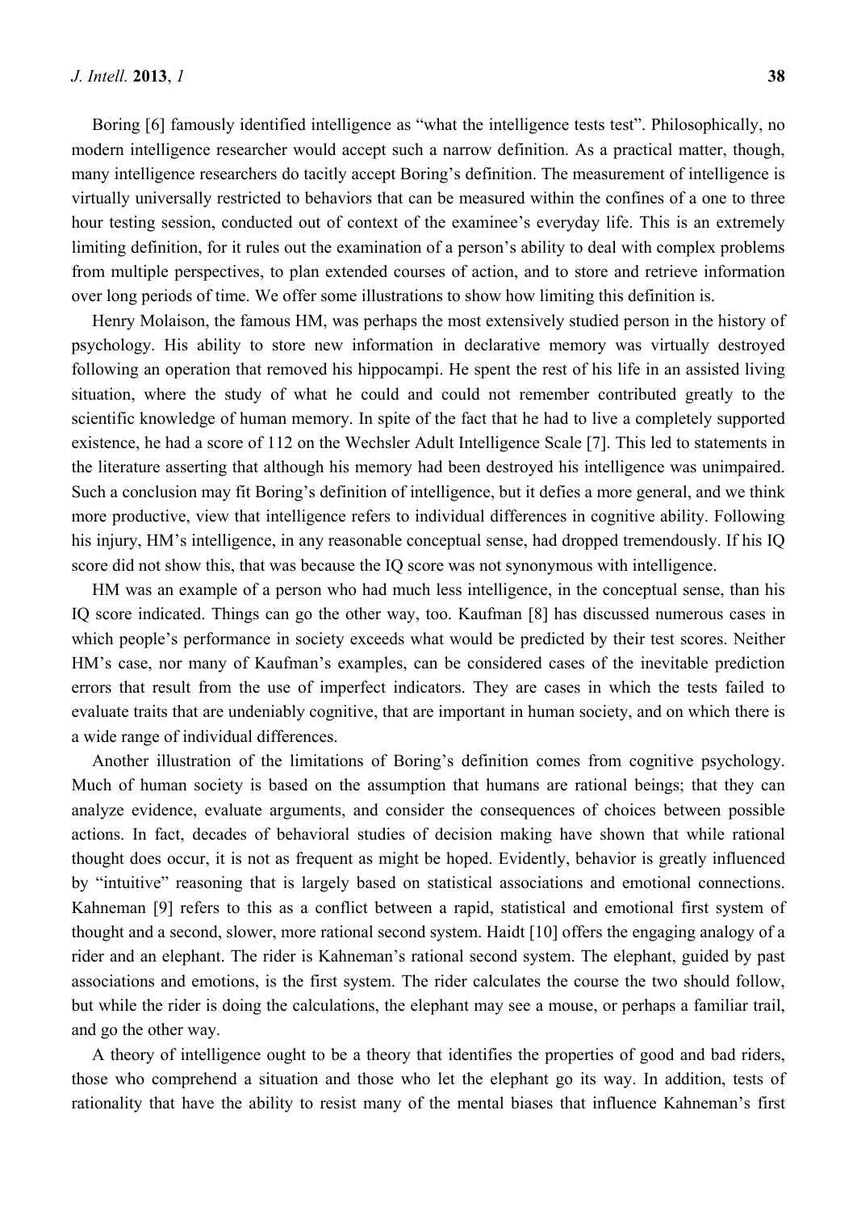Boring [6] famously identified intelligence as "what the intelligence tests test". Philosophically, no modern intelligence researcher would accept such a narrow definition. As a practical matter, though, many intelligence researchers do tacitly accept Boring's definition. The measurement of intelligence is virtually universally restricted to behaviors that can be measured within the confines of a one to three hour testing session, conducted out of context of the examinee's everyday life. This is an extremely limiting definition, for it rules out the examination of a person's ability to deal with complex problems from multiple perspectives, to plan extended courses of action, and to store and retrieve information over long periods of time. We offer some illustrations to show how limiting this definition is.

Henry Molaison, the famous HM, was perhaps the most extensively studied person in the history of psychology. His ability to store new information in declarative memory was virtually destroyed following an operation that removed his hippocampi. He spent the rest of his life in an assisted living situation, where the study of what he could and could not remember contributed greatly to the scientific knowledge of human memory. In spite of the fact that he had to live a completely supported existence, he had a score of 112 on the Wechsler Adult Intelligence Scale [7]. This led to statements in the literature asserting that although his memory had been destroyed his intelligence was unimpaired. Such a conclusion may fit Boring's definition of intelligence, but it defies a more general, and we think more productive, view that intelligence refers to individual differences in cognitive ability. Following his injury, HM's intelligence, in any reasonable conceptual sense, had dropped tremendously. If his IQ score did not show this, that was because the IQ score was not synonymous with intelligence.

HM was an example of a person who had much less intelligence, in the conceptual sense, than his IQ score indicated. Things can go the other way, too. Kaufman [8] has discussed numerous cases in which people's performance in society exceeds what would be predicted by their test scores. Neither HM's case, nor many of Kaufman's examples, can be considered cases of the inevitable prediction errors that result from the use of imperfect indicators. They are cases in which the tests failed to evaluate traits that are undeniably cognitive, that are important in human society, and on which there is a wide range of individual differences.

Another illustration of the limitations of Boring's definition comes from cognitive psychology. Much of human society is based on the assumption that humans are rational beings; that they can analyze evidence, evaluate arguments, and consider the consequences of choices between possible actions. In fact, decades of behavioral studies of decision making have shown that while rational thought does occur, it is not as frequent as might be hoped. Evidently, behavior is greatly influenced by "intuitive" reasoning that is largely based on statistical associations and emotional connections. Kahneman [9] refers to this as a conflict between a rapid, statistical and emotional first system of thought and a second, slower, more rational second system. Haidt [10] offers the engaging analogy of a rider and an elephant. The rider is Kahneman's rational second system. The elephant, guided by past associations and emotions, is the first system. The rider calculates the course the two should follow, but while the rider is doing the calculations, the elephant may see a mouse, or perhaps a familiar trail, and go the other way.

A theory of intelligence ought to be a theory that identifies the properties of good and bad riders, those who comprehend a situation and those who let the elephant go its way. In addition, tests of rationality that have the ability to resist many of the mental biases that influence Kahneman's first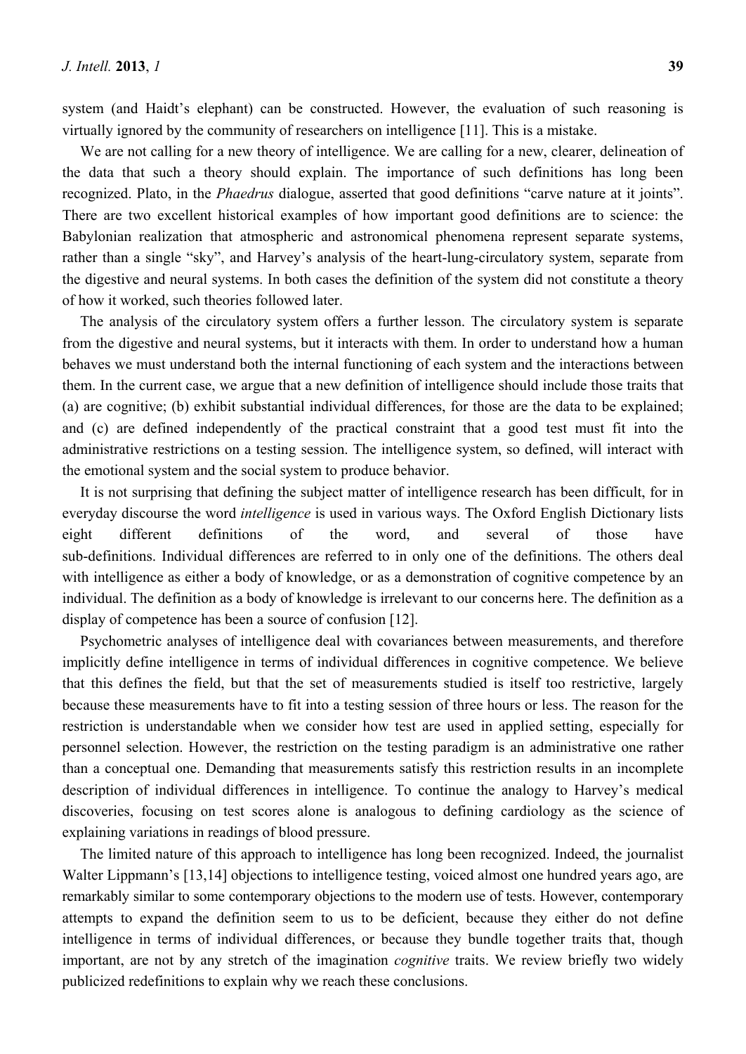system (and Haidt's elephant) can be constructed. However, the evaluation of such reasoning is virtually ignored by the community of researchers on intelligence [11]. This is a mistake.

We are not calling for a new theory of intelligence. We are calling for a new, clearer, delineation of the data that such a theory should explain. The importance of such definitions has long been recognized. Plato, in the *Phaedrus* dialogue, asserted that good definitions "carve nature at it joints". There are two excellent historical examples of how important good definitions are to science: the Babylonian realization that atmospheric and astronomical phenomena represent separate systems, rather than a single "sky", and Harvey's analysis of the heart-lung-circulatory system, separate from the digestive and neural systems. In both cases the definition of the system did not constitute a theory of how it worked, such theories followed later.

The analysis of the circulatory system offers a further lesson. The circulatory system is separate from the digestive and neural systems, but it interacts with them. In order to understand how a human behaves we must understand both the internal functioning of each system and the interactions between them. In the current case, we argue that a new definition of intelligence should include those traits that (a) are cognitive; (b) exhibit substantial individual differences, for those are the data to be explained; and (c) are defined independently of the practical constraint that a good test must fit into the administrative restrictions on a testing session. The intelligence system, so defined, will interact with the emotional system and the social system to produce behavior.

It is not surprising that defining the subject matter of intelligence research has been difficult, for in everyday discourse the word *intelligence* is used in various ways. The Oxford English Dictionary lists eight different definitions of the word, and several of those have sub-definitions. Individual differences are referred to in only one of the definitions. The others deal with intelligence as either a body of knowledge, or as a demonstration of cognitive competence by an individual. The definition as a body of knowledge is irrelevant to our concerns here. The definition as a display of competence has been a source of confusion [12].

Psychometric analyses of intelligence deal with covariances between measurements, and therefore implicitly define intelligence in terms of individual differences in cognitive competence. We believe that this defines the field, but that the set of measurements studied is itself too restrictive, largely because these measurements have to fit into a testing session of three hours or less. The reason for the restriction is understandable when we consider how test are used in applied setting, especially for personnel selection. However, the restriction on the testing paradigm is an administrative one rather than a conceptual one. Demanding that measurements satisfy this restriction results in an incomplete description of individual differences in intelligence. To continue the analogy to Harvey's medical discoveries, focusing on test scores alone is analogous to defining cardiology as the science of explaining variations in readings of blood pressure.

The limited nature of this approach to intelligence has long been recognized. Indeed, the journalist Walter Lippmann's [13,14] objections to intelligence testing, voiced almost one hundred years ago, are remarkably similar to some contemporary objections to the modern use of tests. However, contemporary attempts to expand the definition seem to us to be deficient, because they either do not define intelligence in terms of individual differences, or because they bundle together traits that, though important, are not by any stretch of the imagination *cognitive* traits. We review briefly two widely publicized redefinitions to explain why we reach these conclusions.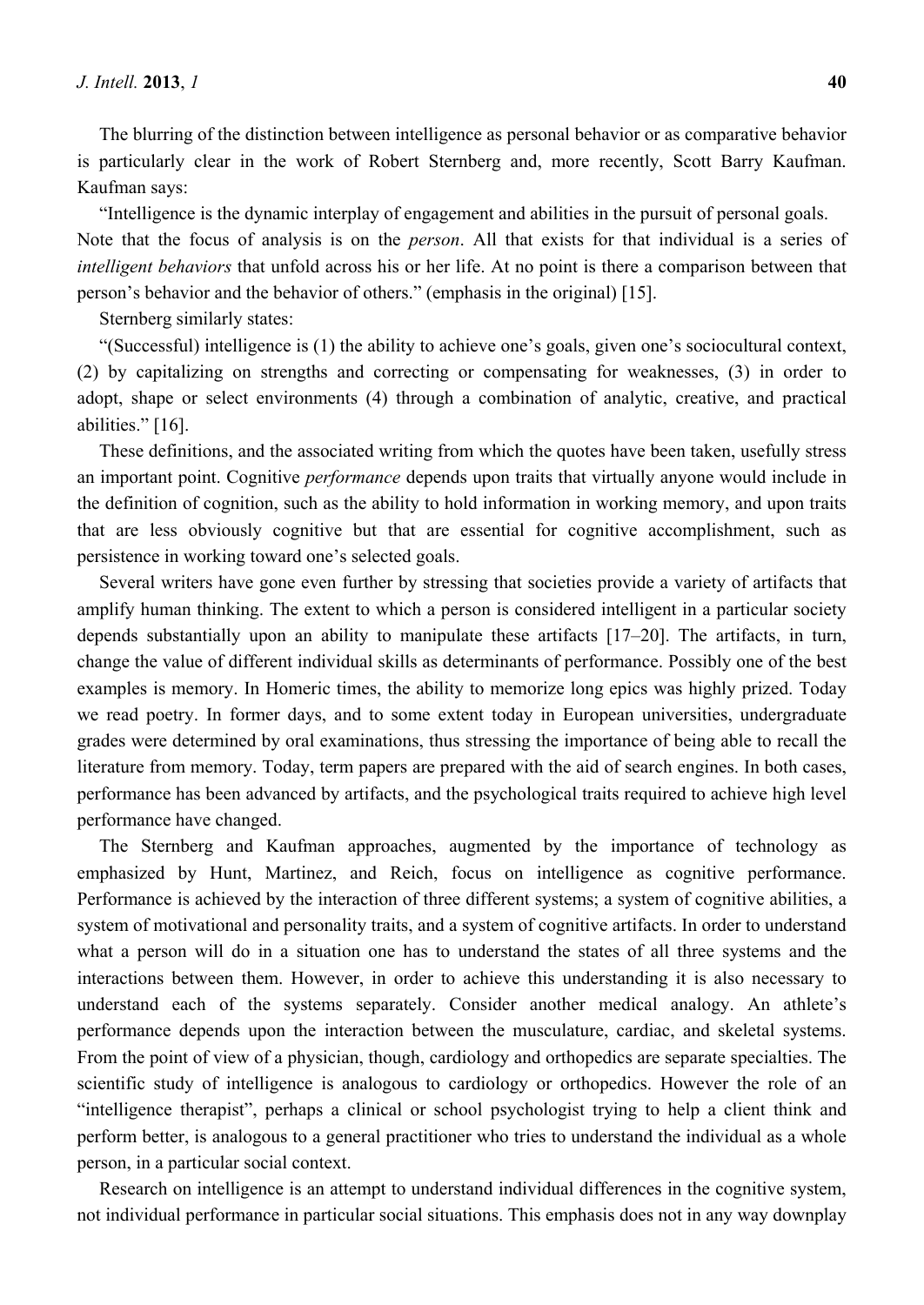The blurring of the distinction between intelligence as personal behavior or as comparative behavior is particularly clear in the work of Robert Sternberg and, more recently, Scott Barry Kaufman. Kaufman says:

"Intelligence is the dynamic interplay of engagement and abilities in the pursuit of personal goals. Note that the focus of analysis is on the *person*. All that exists for that individual is a series of *intelligent behaviors* that unfold across his or her life. At no point is there a comparison between that person's behavior and the behavior of others." (emphasis in the original) [15].

Sternberg similarly states:

"(Successful) intelligence is (1) the ability to achieve one's goals, given one's sociocultural context, (2) by capitalizing on strengths and correcting or compensating for weaknesses, (3) in order to adopt, shape or select environments (4) through a combination of analytic, creative, and practical abilities." [16].

These definitions, and the associated writing from which the quotes have been taken, usefully stress an important point. Cognitive *performance* depends upon traits that virtually anyone would include in the definition of cognition, such as the ability to hold information in working memory, and upon traits that are less obviously cognitive but that are essential for cognitive accomplishment, such as persistence in working toward one's selected goals.

Several writers have gone even further by stressing that societies provide a variety of artifacts that amplify human thinking. The extent to which a person is considered intelligent in a particular society depends substantially upon an ability to manipulate these artifacts [17–20]. The artifacts, in turn, change the value of different individual skills as determinants of performance. Possibly one of the best examples is memory. In Homeric times, the ability to memorize long epics was highly prized. Today we read poetry. In former days, and to some extent today in European universities, undergraduate grades were determined by oral examinations, thus stressing the importance of being able to recall the literature from memory. Today, term papers are prepared with the aid of search engines. In both cases, performance has been advanced by artifacts, and the psychological traits required to achieve high level performance have changed.

The Sternberg and Kaufman approaches, augmented by the importance of technology as emphasized by Hunt, Martinez, and Reich, focus on intelligence as cognitive performance. Performance is achieved by the interaction of three different systems; a system of cognitive abilities, a system of motivational and personality traits, and a system of cognitive artifacts. In order to understand what a person will do in a situation one has to understand the states of all three systems and the interactions between them. However, in order to achieve this understanding it is also necessary to understand each of the systems separately. Consider another medical analogy. An athlete's performance depends upon the interaction between the musculature, cardiac, and skeletal systems. From the point of view of a physician, though, cardiology and orthopedics are separate specialties. The scientific study of intelligence is analogous to cardiology or orthopedics. However the role of an "intelligence therapist", perhaps a clinical or school psychologist trying to help a client think and perform better, is analogous to a general practitioner who tries to understand the individual as a whole person, in a particular social context.

Research on intelligence is an attempt to understand individual differences in the cognitive system, not individual performance in particular social situations. This emphasis does not in any way downplay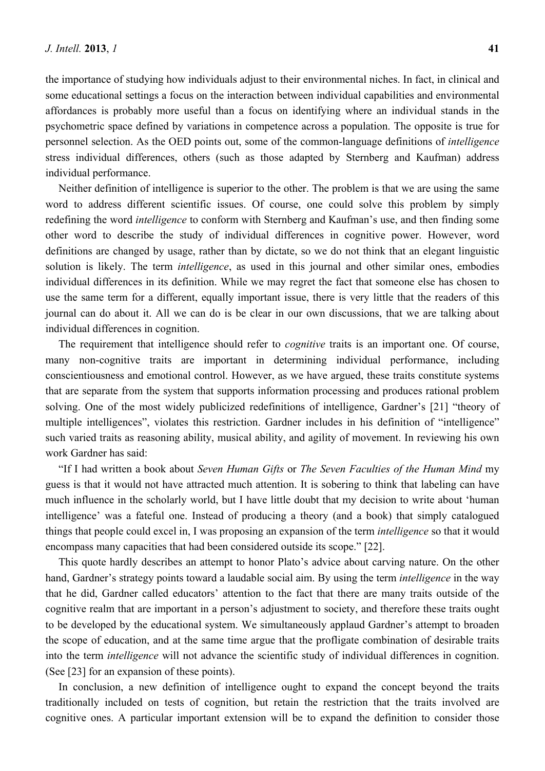the importance of studying how individuals adjust to their environmental niches. In fact, in clinical and some educational settings a focus on the interaction between individual capabilities and environmental affordances is probably more useful than a focus on identifying where an individual stands in the psychometric space defined by variations in competence across a population. The opposite is true for personnel selection. As the OED points out, some of the common-language definitions of *intelligence* stress individual differences, others (such as those adapted by Sternberg and Kaufman) address individual performance.

Neither definition of intelligence is superior to the other. The problem is that we are using the same word to address different scientific issues. Of course, one could solve this problem by simply redefining the word *intelligence* to conform with Sternberg and Kaufman's use, and then finding some other word to describe the study of individual differences in cognitive power. However, word definitions are changed by usage, rather than by dictate, so we do not think that an elegant linguistic solution is likely. The term *intelligence*, as used in this journal and other similar ones, embodies individual differences in its definition. While we may regret the fact that someone else has chosen to use the same term for a different, equally important issue, there is very little that the readers of this journal can do about it. All we can do is be clear in our own discussions, that we are talking about individual differences in cognition.

The requirement that intelligence should refer to *cognitive* traits is an important one. Of course, many non-cognitive traits are important in determining individual performance, including conscientiousness and emotional control. However, as we have argued, these traits constitute systems that are separate from the system that supports information processing and produces rational problem solving. One of the most widely publicized redefinitions of intelligence, Gardner's [21] "theory of multiple intelligences", violates this restriction. Gardner includes in his definition of "intelligence" such varied traits as reasoning ability, musical ability, and agility of movement. In reviewing his own work Gardner has said:

"If I had written a book about *Seven Human Gifts* or *The Seven Faculties of the Human Mind* my guess is that it would not have attracted much attention. It is sobering to think that labeling can have much influence in the scholarly world, but I have little doubt that my decision to write about 'human intelligence' was a fateful one. Instead of producing a theory (and a book) that simply catalogued things that people could excel in, I was proposing an expansion of the term *intelligence* so that it would encompass many capacities that had been considered outside its scope." [22].

This quote hardly describes an attempt to honor Plato's advice about carving nature. On the other hand, Gardner's strategy points toward a laudable social aim. By using the term *intelligence* in the way that he did, Gardner called educators' attention to the fact that there are many traits outside of the cognitive realm that are important in a person's adjustment to society, and therefore these traits ought to be developed by the educational system. We simultaneously applaud Gardner's attempt to broaden the scope of education, and at the same time argue that the profligate combination of desirable traits into the term *intelligence* will not advance the scientific study of individual differences in cognition. (See [23] for an expansion of these points).

In conclusion, a new definition of intelligence ought to expand the concept beyond the traits traditionally included on tests of cognition, but retain the restriction that the traits involved are cognitive ones. A particular important extension will be to expand the definition to consider those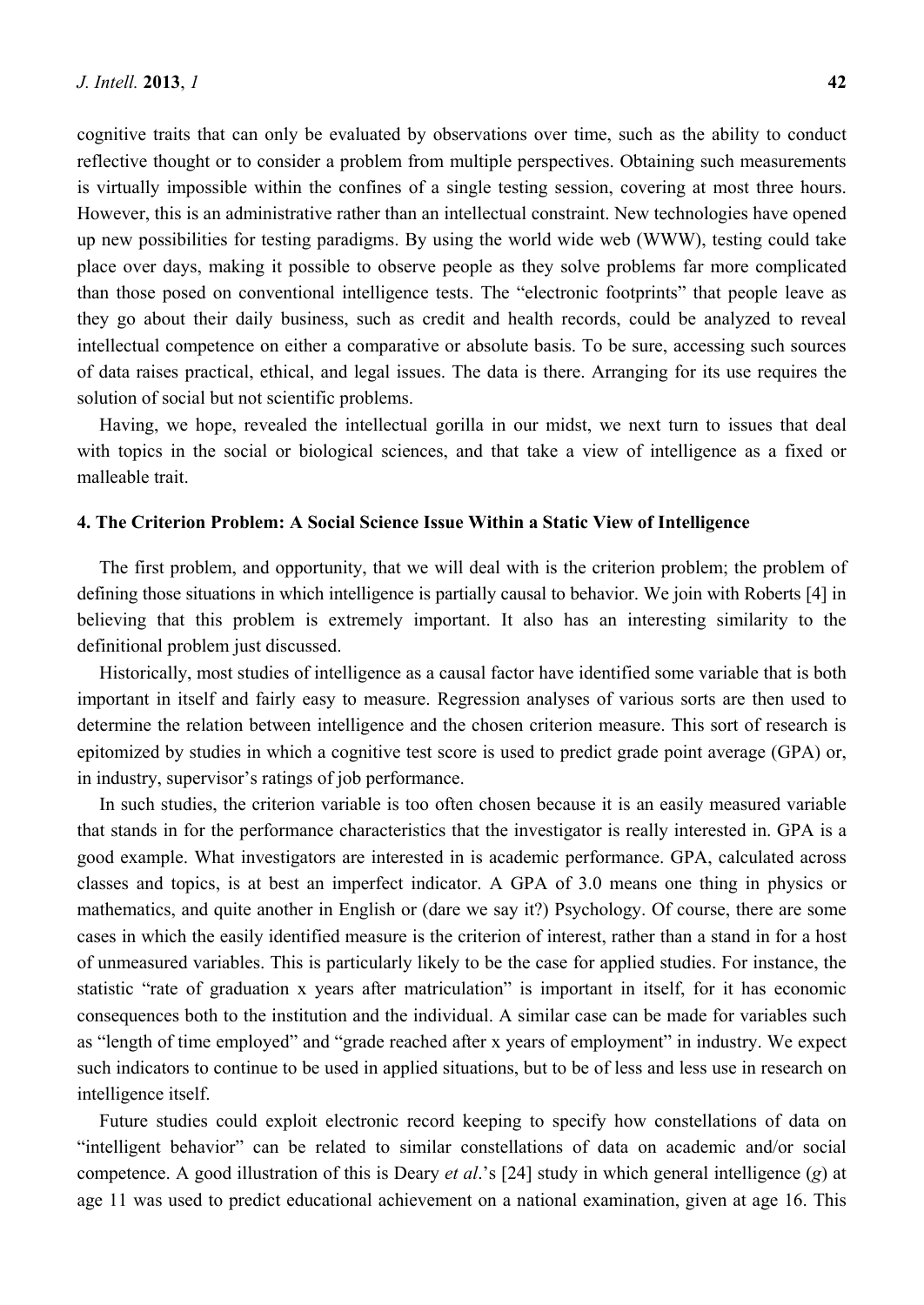cognitive traits that can only be evaluated by observations over time, such as the ability to conduct reflective thought or to consider a problem from multiple perspectives. Obtaining such measurements is virtually impossible within the confines of a single testing session, covering at most three hours. However, this is an administrative rather than an intellectual constraint. New technologies have opened up new possibilities for testing paradigms. By using the world wide web (WWW), testing could take place over days, making it possible to observe people as they solve problems far more complicated than those posed on conventional intelligence tests. The "electronic footprints" that people leave as they go about their daily business, such as credit and health records, could be analyzed to reveal intellectual competence on either a comparative or absolute basis. To be sure, accessing such sources of data raises practical, ethical, and legal issues. The data is there. Arranging for its use requires the solution of social but not scientific problems.

Having, we hope, revealed the intellectual gorilla in our midst, we next turn to issues that deal with topics in the social or biological sciences, and that take a view of intelligence as a fixed or malleable trait.

## 4. The Criterion Problem: A Social Science Issue Within a Static View of Intelligence

The first problem, and opportunity, that we will deal with is the criterion problem; the problem of defining those situations in which intelligence is partially causal to behavior. We join with Roberts [4] in believing that this problem is extremely important. It also has an interesting similarity to the definitional problem just discussed.

Historically, most studies of intelligence as a causal factor have identified some variable that is both important in itself and fairly easy to measure. Regression analyses of various sorts are then used to determine the relation between intelligence and the chosen criterion measure. This sort of research is epitomized by studies in which a cognitive test score is used to predict grade point average (GPA) or, in industry, supervisor's ratings of job performance.

In such studies, the criterion variable is too often chosen because it is an easily measured variable that stands in for the performance characteristics that the investigator is really interested in. GPA is a good example. What investigators are interested in is academic performance. GPA, calculated across classes and topics, is at best an imperfect indicator. A GPA of 3.0 means one thing in physics or mathematics, and quite another in English or (dare we say it?) Psychology. Of course, there are some cases in which the easily identified measure is the criterion of interest, rather than a stand in for a host of unmeasured variables. This is particularly likely to be the case for applied studies. For instance, the statistic "rate of graduation x years after matriculation" is important in itself, for it has economic consequences both to the institution and the individual. A similar case can be made for variables such as "length of time employed" and "grade reached after x years of employment" in industry. We expect such indicators to continue to be used in applied situations, but to be of less and less use in research on intelligence itself.

Future studies could exploit electronic record keeping to specify how constellations of data on "intelligent behavior" can be related to similar constellations of data on academic and/or social competence. A good illustration of this is Deary *et al*.'s [24] study in which general intelligence (*g*) at age 11 was used to predict educational achievement on a national examination, given at age 16. This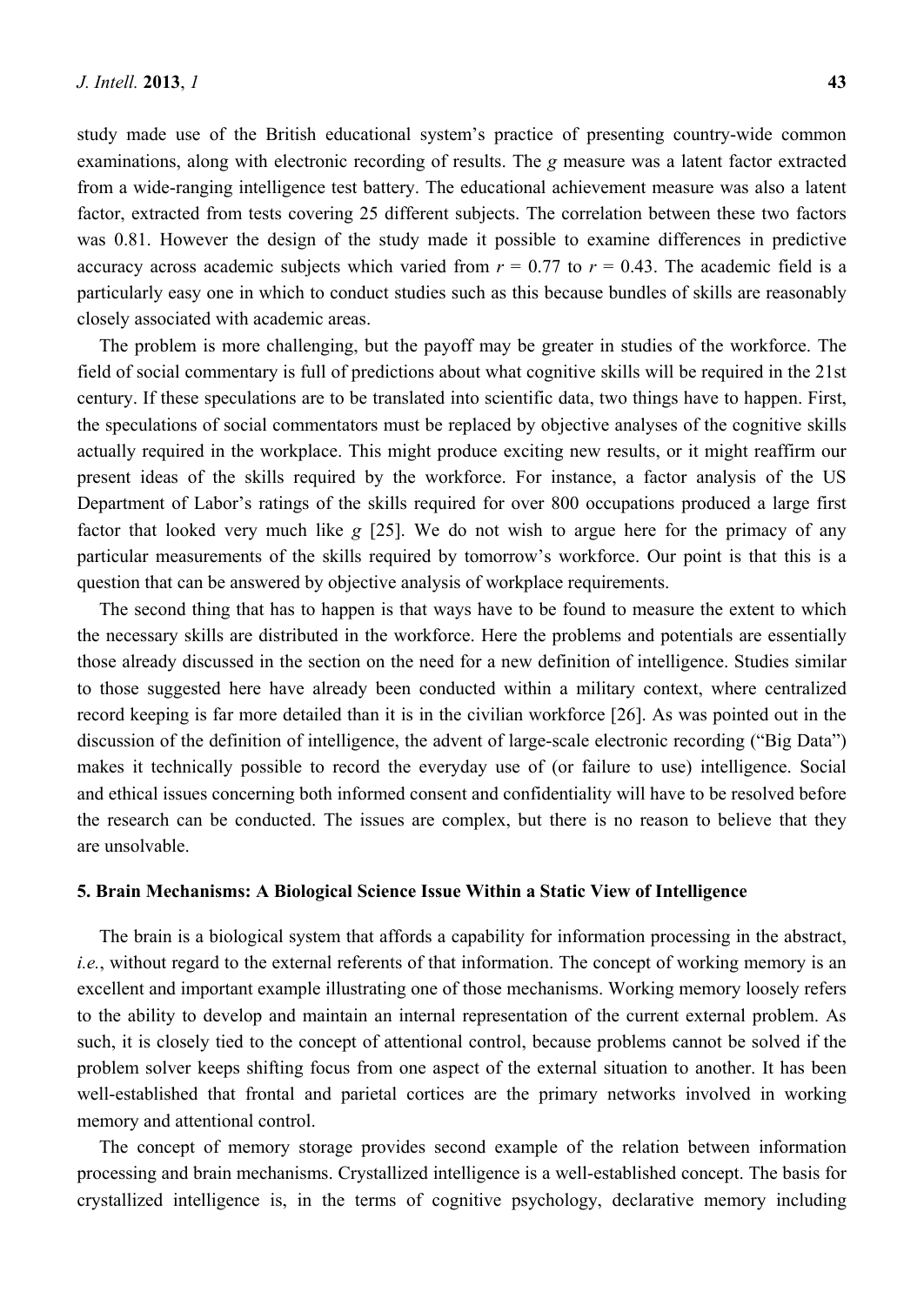study made use of the British educational system's practice of presenting country-wide common examinations, along with electronic recording of results. The *g* measure was a latent factor extracted from a wide-ranging intelligence test battery. The educational achievement measure was also a latent factor, extracted from tests covering 25 different subjects. The correlation between these two factors was 0.81. However the design of the study made it possible to examine differences in predictive accuracy across academic subjects which varied from $r = 0.77$ to $r = 0.43$. The academic field is a particularly easy one in which to conduct studies such as this because bundles of skills are reasonably closely associated with academic areas.

The problem is more challenging, but the payoff may be greater in studies of the workforce. The field of social commentary is full of predictions about what cognitive skills will be required in the 21st century. If these speculations are to be translated into scientific data, two things have to happen. First, the speculations of social commentators must be replaced by objective analyses of the cognitive skills actually required in the workplace. This might produce exciting new results, or it might reaffirm our present ideas of the skills required by the workforce. For instance, a factor analysis of the US Department of Labor's ratings of the skills required for over 800 occupations produced a large first factor that looked very much like *g* [25]. We do not wish to argue here for the primacy of any particular measurements of the skills required by tomorrow's workforce. Our point is that this is a question that can be answered by objective analysis of workplace requirements.

The second thing that has to happen is that ways have to be found to measure the extent to which the necessary skills are distributed in the workforce. Here the problems and potentials are essentially those already discussed in the section on the need for a new definition of intelligence. Studies similar to those suggested here have already been conducted within a military context, where centralized record keeping is far more detailed than it is in the civilian workforce [26]. As was pointed out in the discussion of the definition of intelligence, the advent of large-scale electronic recording ("Big Data") makes it technically possible to record the everyday use of (or failure to use) intelligence. Social and ethical issues concerning both informed consent and confidentiality will have to be resolved before the research can be conducted. The issues are complex, but there is no reason to believe that they are unsolvable.

## 5. Brain Mechanisms: A Biological Science Issue Within a Static View of Intelligence

The brain is a biological system that affords a capability for information processing in the abstract, *i.e.*, without regard to the external referents of that information. The concept of working memory is an excellent and important example illustrating one of those mechanisms. Working memory loosely refers to the ability to develop and maintain an internal representation of the current external problem. As such, it is closely tied to the concept of attentional control, because problems cannot be solved if the problem solver keeps shifting focus from one aspect of the external situation to another. It has been well-established that frontal and parietal cortices are the primary networks involved in working memory and attentional control.

The concept of memory storage provides second example of the relation between information processing and brain mechanisms. Crystallized intelligence is a well-established concept. The basis for crystallized intelligence is, in the terms of cognitive psychology, declarative memory including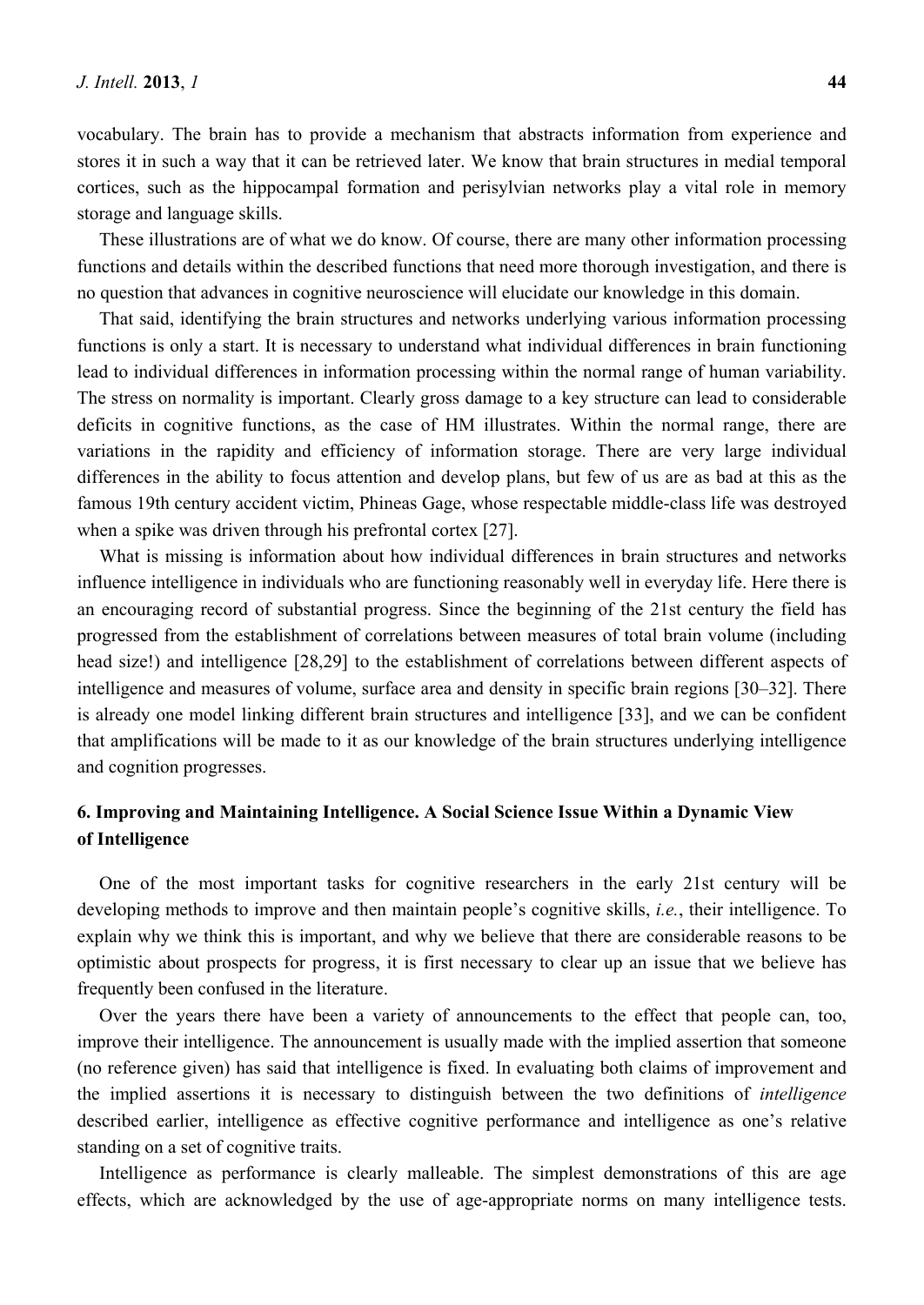vocabulary. The brain has to provide a mechanism that abstracts information from experience and stores it in such a way that it can be retrieved later. We know that brain structures in medial temporal cortices, such as the hippocampal formation and perisylvian networks play a vital role in memory storage and language skills.

These illustrations are of what we do know. Of course, there are many other information processing functions and details within the described functions that need more thorough investigation, and there is no question that advances in cognitive neuroscience will elucidate our knowledge in this domain.

That said, identifying the brain structures and networks underlying various information processing functions is only a start. It is necessary to understand what individual differences in brain functioning lead to individual differences in information processing within the normal range of human variability. The stress on normality is important. Clearly gross damage to a key structure can lead to considerable deficits in cognitive functions, as the case of HM illustrates. Within the normal range, there are variations in the rapidity and efficiency of information storage. There are very large individual differences in the ability to focus attention and develop plans, but few of us are as bad at this as the famous 19th century accident victim, Phineas Gage, whose respectable middle-class life was destroyed when a spike was driven through his prefrontal cortex [27].

What is missing is information about how individual differences in brain structures and networks influence intelligence in individuals who are functioning reasonably well in everyday life. Here there is an encouraging record of substantial progress. Since the beginning of the 21st century the field has progressed from the establishment of correlations between measures of total brain volume (including head size!) and intelligence [28,29] to the establishment of correlations between different aspects of intelligence and measures of volume, surface area and density in specific brain regions [30–32]. There is already one model linking different brain structures and intelligence [33], and we can be confident that amplifications will be made to it as our knowledge of the brain structures underlying intelligence and cognition progresses.

## 6. Improving and Maintaining Intelligence. A Social Science Issue Within a Dynamic View of Intelligence

One of the most important tasks for cognitive researchers in the early 21st century will be developing methods to improve and then maintain people's cognitive skills, *i.e.*, their intelligence. To explain why we think this is important, and why we believe that there are considerable reasons to be optimistic about prospects for progress, it is first necessary to clear up an issue that we believe has frequently been confused in the literature.

Over the years there have been a variety of announcements to the effect that people can, too, improve their intelligence. The announcement is usually made with the implied assertion that someone (no reference given) has said that intelligence is fixed. In evaluating both claims of improvement and the implied assertions it is necessary to distinguish between the two definitions of *intelligence* described earlier, intelligence as effective cognitive performance and intelligence as one's relative standing on a set of cognitive traits.

Intelligence as performance is clearly malleable. The simplest demonstrations of this are age effects, which are acknowledged by the use of age-appropriate norms on many intelligence tests.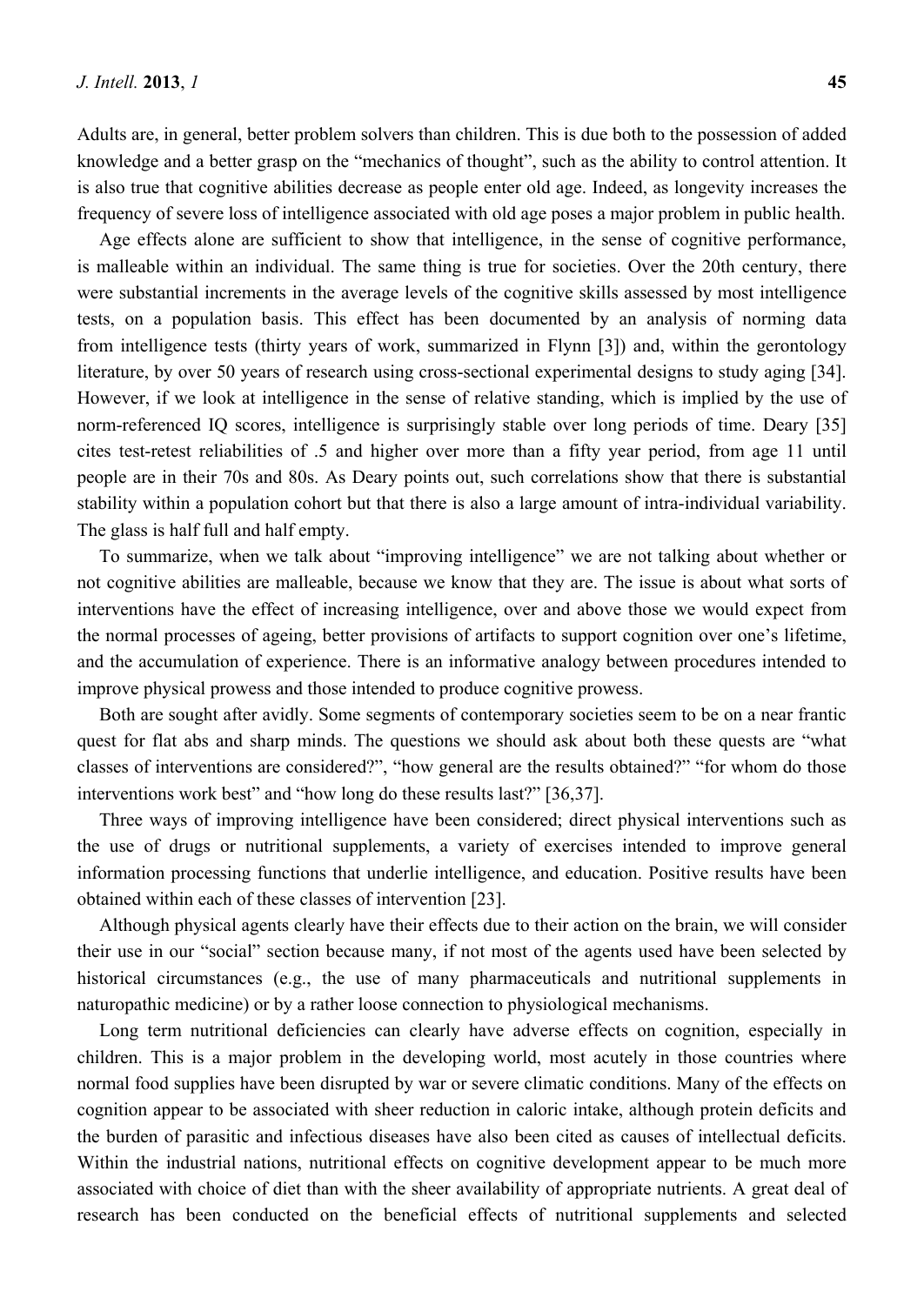Adults are, in general, better problem solvers than children. This is due both to the possession of added knowledge and a better grasp on the "mechanics of thought", such as the ability to control attention. It is also true that cognitive abilities decrease as people enter old age. Indeed, as longevity increases the frequency of severe loss of intelligence associated with old age poses a major problem in public health.

Age effects alone are sufficient to show that intelligence, in the sense of cognitive performance, is malleable within an individual. The same thing is true for societies. Over the 20th century, there were substantial increments in the average levels of the cognitive skills assessed by most intelligence tests, on a population basis. This effect has been documented by an analysis of norming data from intelligence tests (thirty years of work, summarized in Flynn [3]) and, within the gerontology literature, by over 50 years of research using cross-sectional experimental designs to study aging [34]. However, if we look at intelligence in the sense of relative standing, which is implied by the use of norm-referenced IQ scores, intelligence is surprisingly stable over long periods of time. Deary [35] cites test-retest reliabilities of .5 and higher over more than a fifty year period, from age 11 until people are in their 70s and 80s. As Deary points out, such correlations show that there is substantial stability within a population cohort but that there is also a large amount of intra-individual variability. The glass is half full and half empty.

To summarize, when we talk about "improving intelligence" we are not talking about whether or not cognitive abilities are malleable, because we know that they are. The issue is about what sorts of interventions have the effect of increasing intelligence, over and above those we would expect from the normal processes of ageing, better provisions of artifacts to support cognition over one's lifetime, and the accumulation of experience. There is an informative analogy between procedures intended to improve physical prowess and those intended to produce cognitive prowess.

Both are sought after avidly. Some segments of contemporary societies seem to be on a near frantic quest for flat abs and sharp minds. The questions we should ask about both these quests are "what classes of interventions are considered?", "how general are the results obtained?" "for whom do those interventions work best" and "how long do these results last?" [36,37].

Three ways of improving intelligence have been considered; direct physical interventions such as the use of drugs or nutritional supplements, a variety of exercises intended to improve general information processing functions that underlie intelligence, and education. Positive results have been obtained within each of these classes of intervention [23].

Although physical agents clearly have their effects due to their action on the brain, we will consider their use in our "social" section because many, if not most of the agents used have been selected by historical circumstances (e.g., the use of many pharmaceuticals and nutritional supplements in naturopathic medicine) or by a rather loose connection to physiological mechanisms.

Long term nutritional deficiencies can clearly have adverse effects on cognition, especially in children. This is a major problem in the developing world, most acutely in those countries where normal food supplies have been disrupted by war or severe climatic conditions. Many of the effects on cognition appear to be associated with sheer reduction in caloric intake, although protein deficits and the burden of parasitic and infectious diseases have also been cited as causes of intellectual deficits. Within the industrial nations, nutritional effects on cognitive development appear to be much more associated with choice of diet than with the sheer availability of appropriate nutrients. A great deal of research has been conducted on the beneficial effects of nutritional supplements and selected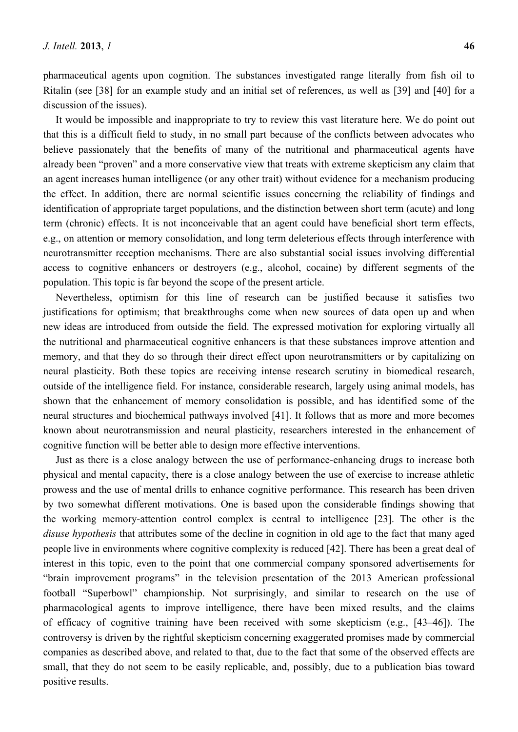pharmaceutical agents upon cognition. The substances investigated range literally from fish oil to Ritalin (see [38] for an example study and an initial set of references, as well as [39] and [40] for a discussion of the issues).

It would be impossible and inappropriate to try to review this vast literature here. We do point out that this is a difficult field to study, in no small part because of the conflicts between advocates who believe passionately that the benefits of many of the nutritional and pharmaceutical agents have already been "proven" and a more conservative view that treats with extreme skepticism any claim that an agent increases human intelligence (or any other trait) without evidence for a mechanism producing the effect. In addition, there are normal scientific issues concerning the reliability of findings and identification of appropriate target populations, and the distinction between short term (acute) and long term (chronic) effects. It is not inconceivable that an agent could have beneficial short term effects, e.g., on attention or memory consolidation, and long term deleterious effects through interference with neurotransmitter reception mechanisms. There are also substantial social issues involving differential access to cognitive enhancers or destroyers (e.g., alcohol, cocaine) by different segments of the population. This topic is far beyond the scope of the present article.

Nevertheless, optimism for this line of research can be justified because it satisfies two justifications for optimism; that breakthroughs come when new sources of data open up and when new ideas are introduced from outside the field. The expressed motivation for exploring virtually all the nutritional and pharmaceutical cognitive enhancers is that these substances improve attention and memory, and that they do so through their direct effect upon neurotransmitters or by capitalizing on neural plasticity. Both these topics are receiving intense research scrutiny in biomedical research, outside of the intelligence field. For instance, considerable research, largely using animal models, has shown that the enhancement of memory consolidation is possible, and has identified some of the neural structures and biochemical pathways involved [41]. It follows that as more and more becomes known about neurotransmission and neural plasticity, researchers interested in the enhancement of cognitive function will be better able to design more effective interventions.

Just as there is a close analogy between the use of performance-enhancing drugs to increase both physical and mental capacity, there is a close analogy between the use of exercise to increase athletic prowess and the use of mental drills to enhance cognitive performance. This research has been driven by two somewhat different motivations. One is based upon the considerable findings showing that the working memory-attention control complex is central to intelligence [23]. The other is the *disuse hypothesis* that attributes some of the decline in cognition in old age to the fact that many aged people live in environments where cognitive complexity is reduced [42]. There has been a great deal of interest in this topic, even to the point that one commercial company sponsored advertisements for "brain improvement programs" in the television presentation of the 2013 American professional football "Superbowl" championship. Not surprisingly, and similar to research on the use of pharmacological agents to improve intelligence, there have been mixed results, and the claims of efficacy of cognitive training have been received with some skepticism (e.g., [43–46]). The controversy is driven by the rightful skepticism concerning exaggerated promises made by commercial companies as described above, and related to that, due to the fact that some of the observed effects are small, that they do not seem to be easily replicable, and, possibly, due to a publication bias toward positive results.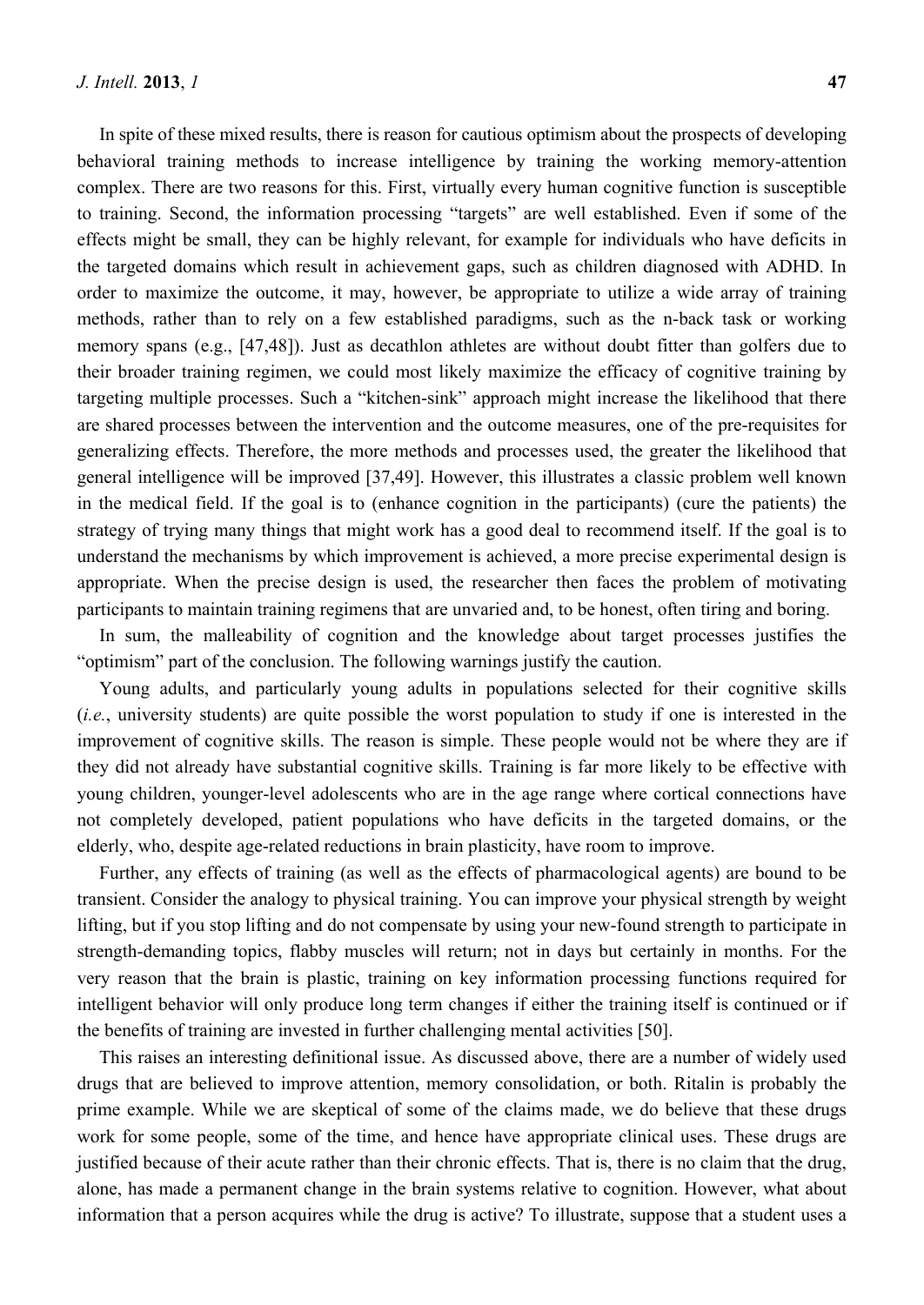In spite of these mixed results, there is reason for cautious optimism about the prospects of developing behavioral training methods to increase intelligence by training the working memory-attention complex. There are two reasons for this. First, virtually every human cognitive function is susceptible to training. Second, the information processing "targets" are well established. Even if some of the effects might be small, they can be highly relevant, for example for individuals who have deficits in the targeted domains which result in achievement gaps, such as children diagnosed with ADHD. In order to maximize the outcome, it may, however, be appropriate to utilize a wide array of training methods, rather than to rely on a few established paradigms, such as the n-back task or working memory spans (e.g., [47,48]). Just as decathlon athletes are without doubt fitter than golfers due to their broader training regimen, we could most likely maximize the efficacy of cognitive training by targeting multiple processes. Such a "kitchen-sink" approach might increase the likelihood that there are shared processes between the intervention and the outcome measures, one of the pre-requisites for generalizing effects. Therefore, the more methods and processes used, the greater the likelihood that general intelligence will be improved [37,49]. However, this illustrates a classic problem well known in the medical field. If the goal is to (enhance cognition in the participants) (cure the patients) the strategy of trying many things that might work has a good deal to recommend itself. If the goal is to understand the mechanisms by which improvement is achieved, a more precise experimental design is appropriate. When the precise design is used, the researcher then faces the problem of motivating participants to maintain training regimens that are unvaried and, to be honest, often tiring and boring.

In sum, the malleability of cognition and the knowledge about target processes justifies the "optimism" part of the conclusion. The following warnings justify the caution.

Young adults, and particularly young adults in populations selected for their cognitive skills (*i.e.*, university students) are quite possible the worst population to study if one is interested in the improvement of cognitive skills. The reason is simple. These people would not be where they are if they did not already have substantial cognitive skills. Training is far more likely to be effective with young children, younger-level adolescents who are in the age range where cortical connections have not completely developed, patient populations who have deficits in the targeted domains, or the elderly, who, despite age-related reductions in brain plasticity, have room to improve.

Further, any effects of training (as well as the effects of pharmacological agents) are bound to be transient. Consider the analogy to physical training. You can improve your physical strength by weight lifting, but if you stop lifting and do not compensate by using your new-found strength to participate in strength-demanding topics, flabby muscles will return; not in days but certainly in months. For the very reason that the brain is plastic, training on key information processing functions required for intelligent behavior will only produce long term changes if either the training itself is continued or if the benefits of training are invested in further challenging mental activities [50].

This raises an interesting definitional issue. As discussed above, there are a number of widely used drugs that are believed to improve attention, memory consolidation, or both. Ritalin is probably the prime example. While we are skeptical of some of the claims made, we do believe that these drugs work for some people, some of the time, and hence have appropriate clinical uses. These drugs are justified because of their acute rather than their chronic effects. That is, there is no claim that the drug, alone, has made a permanent change in the brain systems relative to cognition. However, what about information that a person acquires while the drug is active? To illustrate, suppose that a student uses a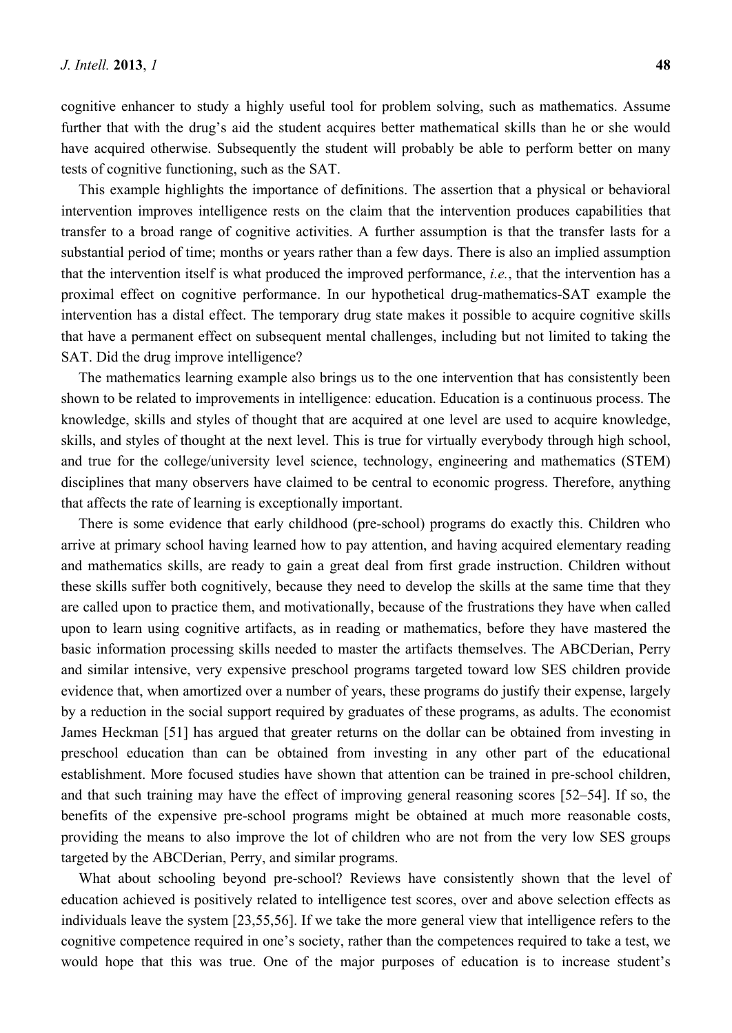cognitive enhancer to study a highly useful tool for problem solving, such as mathematics. Assume further that with the drug's aid the student acquires better mathematical skills than he or she would have acquired otherwise. Subsequently the student will probably be able to perform better on many tests of cognitive functioning, such as the SAT.

This example highlights the importance of definitions. The assertion that a physical or behavioral intervention improves intelligence rests on the claim that the intervention produces capabilities that transfer to a broad range of cognitive activities. A further assumption is that the transfer lasts for a substantial period of time; months or years rather than a few days. There is also an implied assumption that the intervention itself is what produced the improved performance, *i.e.*, that the intervention has a proximal effect on cognitive performance. In our hypothetical drug-mathematics-SAT example the intervention has a distal effect. The temporary drug state makes it possible to acquire cognitive skills that have a permanent effect on subsequent mental challenges, including but not limited to taking the SAT. Did the drug improve intelligence?

The mathematics learning example also brings us to the one intervention that has consistently been shown to be related to improvements in intelligence: education. Education is a continuous process. The knowledge, skills and styles of thought that are acquired at one level are used to acquire knowledge, skills, and styles of thought at the next level. This is true for virtually everybody through high school, and true for the college/university level science, technology, engineering and mathematics (STEM) disciplines that many observers have claimed to be central to economic progress. Therefore, anything that affects the rate of learning is exceptionally important.

There is some evidence that early childhood (pre-school) programs do exactly this. Children who arrive at primary school having learned how to pay attention, and having acquired elementary reading and mathematics skills, are ready to gain a great deal from first grade instruction. Children without these skills suffer both cognitively, because they need to develop the skills at the same time that they are called upon to practice them, and motivationally, because of the frustrations they have when called upon to learn using cognitive artifacts, as in reading or mathematics, before they have mastered the basic information processing skills needed to master the artifacts themselves. The ABCDerian, Perry and similar intensive, very expensive preschool programs targeted toward low SES children provide evidence that, when amortized over a number of years, these programs do justify their expense, largely by a reduction in the social support required by graduates of these programs, as adults. The economist James Heckman [51] has argued that greater returns on the dollar can be obtained from investing in preschool education than can be obtained from investing in any other part of the educational establishment. More focused studies have shown that attention can be trained in pre-school children, and that such training may have the effect of improving general reasoning scores [52–54]. If so, the benefits of the expensive pre-school programs might be obtained at much more reasonable costs, providing the means to also improve the lot of children who are not from the very low SES groups targeted by the ABCDerian, Perry, and similar programs.

What about schooling beyond pre-school? Reviews have consistently shown that the level of education achieved is positively related to intelligence test scores, over and above selection effects as individuals leave the system [23,55,56]. If we take the more general view that intelligence refers to the cognitive competence required in one's society, rather than the competences required to take a test, we would hope that this was true. One of the major purposes of education is to increase student's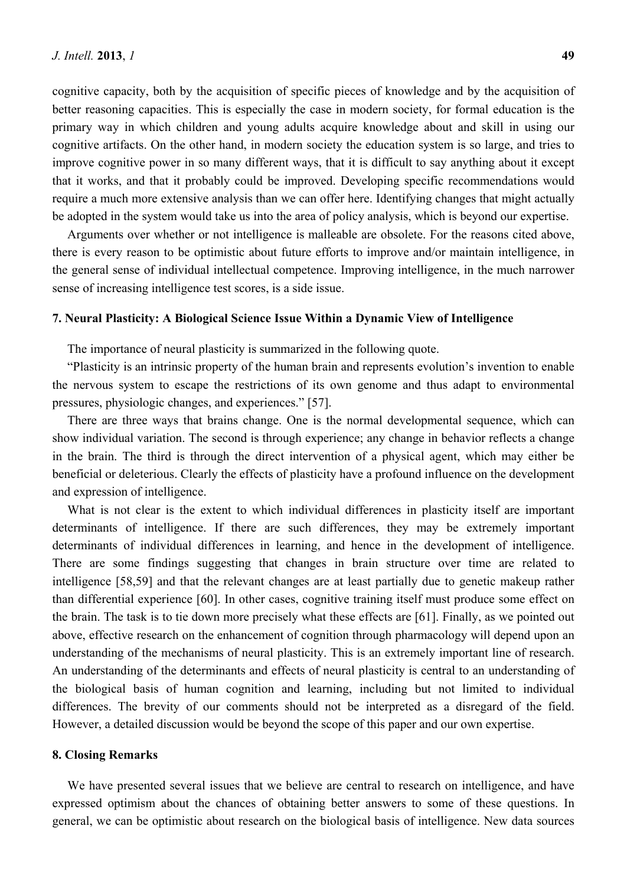cognitive capacity, both by the acquisition of specific pieces of knowledge and by the acquisition of better reasoning capacities. This is especially the case in modern society, for formal education is the primary way in which children and young adults acquire knowledge about and skill in using our cognitive artifacts. On the other hand, in modern society the education system is so large, and tries to improve cognitive power in so many different ways, that it is difficult to say anything about it except that it works, and that it probably could be improved. Developing specific recommendations would require a much more extensive analysis than we can offer here. Identifying changes that might actually be adopted in the system would take us into the area of policy analysis, which is beyond our expertise.

Arguments over whether or not intelligence is malleable are obsolete. For the reasons cited above, there is every reason to be optimistic about future efforts to improve and/or maintain intelligence, in the general sense of individual intellectual competence. Improving intelligence, in the much narrower sense of increasing intelligence test scores, is a side issue.

## 7. Neural Plasticity: A Biological Science Issue Within a Dynamic View of Intelligence

The importance of neural plasticity is summarized in the following quote.

"Plasticity is an intrinsic property of the human brain and represents evolution's invention to enable the nervous system to escape the restrictions of its own genome and thus adapt to environmental pressures, physiologic changes, and experiences." [57].

There are three ways that brains change. One is the normal developmental sequence, which can show individual variation. The second is through experience; any change in behavior reflects a change in the brain. The third is through the direct intervention of a physical agent, which may either be beneficial or deleterious. Clearly the effects of plasticity have a profound influence on the development and expression of intelligence.

What is not clear is the extent to which individual differences in plasticity itself are important determinants of intelligence. If there are such differences, they may be extremely important determinants of individual differences in learning, and hence in the development of intelligence. There are some findings suggesting that changes in brain structure over time are related to intelligence [58,59] and that the relevant changes are at least partially due to genetic makeup rather than differential experience [60]. In other cases, cognitive training itself must produce some effect on the brain. The task is to tie down more precisely what these effects are [61]. Finally, as we pointed out above, effective research on the enhancement of cognition through pharmacology will depend upon an understanding of the mechanisms of neural plasticity. This is an extremely important line of research. An understanding of the determinants and effects of neural plasticity is central to an understanding of the biological basis of human cognition and learning, including but not limited to individual differences. The brevity of our comments should not be interpreted as a disregard of the field. However, a detailed discussion would be beyond the scope of this paper and our own expertise.

## 8. Closing Remarks

We have presented several issues that we believe are central to research on intelligence, and have expressed optimism about the chances of obtaining better answers to some of these questions. In general, we can be optimistic about research on the biological basis of intelligence. New data sources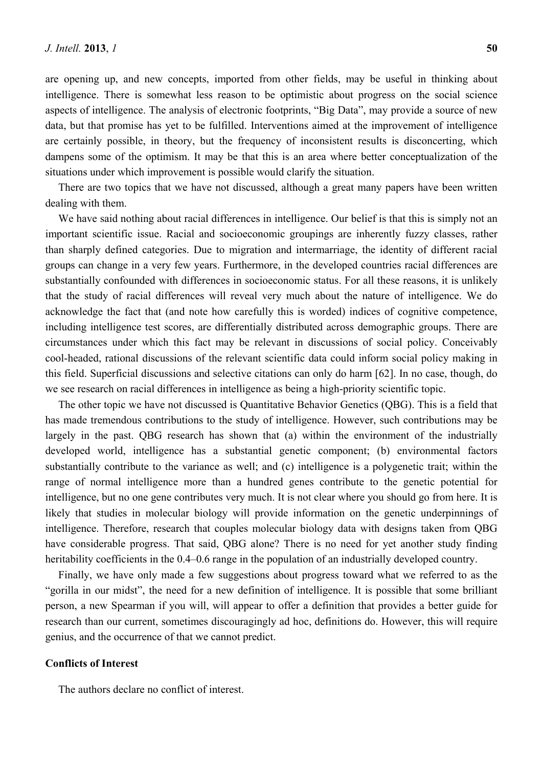are opening up, and new concepts, imported from other fields, may be useful in thinking about intelligence. There is somewhat less reason to be optimistic about progress on the social science aspects of intelligence. The analysis of electronic footprints, "Big Data", may provide a source of new data, but that promise has yet to be fulfilled. Interventions aimed at the improvement of intelligence are certainly possible, in theory, but the frequency of inconsistent results is disconcerting, which dampens some of the optimism. It may be that this is an area where better conceptualization of the situations under which improvement is possible would clarify the situation.

There are two topics that we have not discussed, although a great many papers have been written dealing with them.

We have said nothing about racial differences in intelligence. Our belief is that this is simply not an important scientific issue. Racial and socioeconomic groupings are inherently fuzzy classes, rather than sharply defined categories. Due to migration and intermarriage, the identity of different racial groups can change in a very few years. Furthermore, in the developed countries racial differences are substantially confounded with differences in socioeconomic status. For all these reasons, it is unlikely that the study of racial differences will reveal very much about the nature of intelligence. We do acknowledge the fact that (and note how carefully this is worded) indices of cognitive competence, including intelligence test scores, are differentially distributed across demographic groups. There are circumstances under which this fact may be relevant in discussions of social policy. Conceivably cool-headed, rational discussions of the relevant scientific data could inform social policy making in this field. Superficial discussions and selective citations can only do harm [62]. In no case, though, do we see research on racial differences in intelligence as being a high-priority scientific topic.

The other topic we have not discussed is Quantitative Behavior Genetics (QBG). This is a field that has made tremendous contributions to the study of intelligence. However, such contributions may be largely in the past. QBG research has shown that (a) within the environment of the industrially developed world, intelligence has a substantial genetic component; (b) environmental factors substantially contribute to the variance as well; and (c) intelligence is a polygenetic trait; within the range of normal intelligence more than a hundred genes contribute to the genetic potential for intelligence, but no one gene contributes very much. It is not clear where you should go from here. It is likely that studies in molecular biology will provide information on the genetic underpinnings of intelligence. Therefore, research that couples molecular biology data with designs taken from QBG have considerable progress. That said, QBG alone? There is no need for yet another study finding heritability coefficients in the 0.4–0.6 range in the population of an industrially developed country.

Finally, we have only made a few suggestions about progress toward what we referred to as the "gorilla in our midst", the need for a new definition of intelligence. It is possible that some brilliant person, a new Spearman if you will, will appear to offer a definition that provides a better guide for research than our current, sometimes discouragingly ad hoc, definitions do. However, this will require genius, and the occurrence of that we cannot predict.

## Conflicts of Interest

The authors declare no conflict of interest.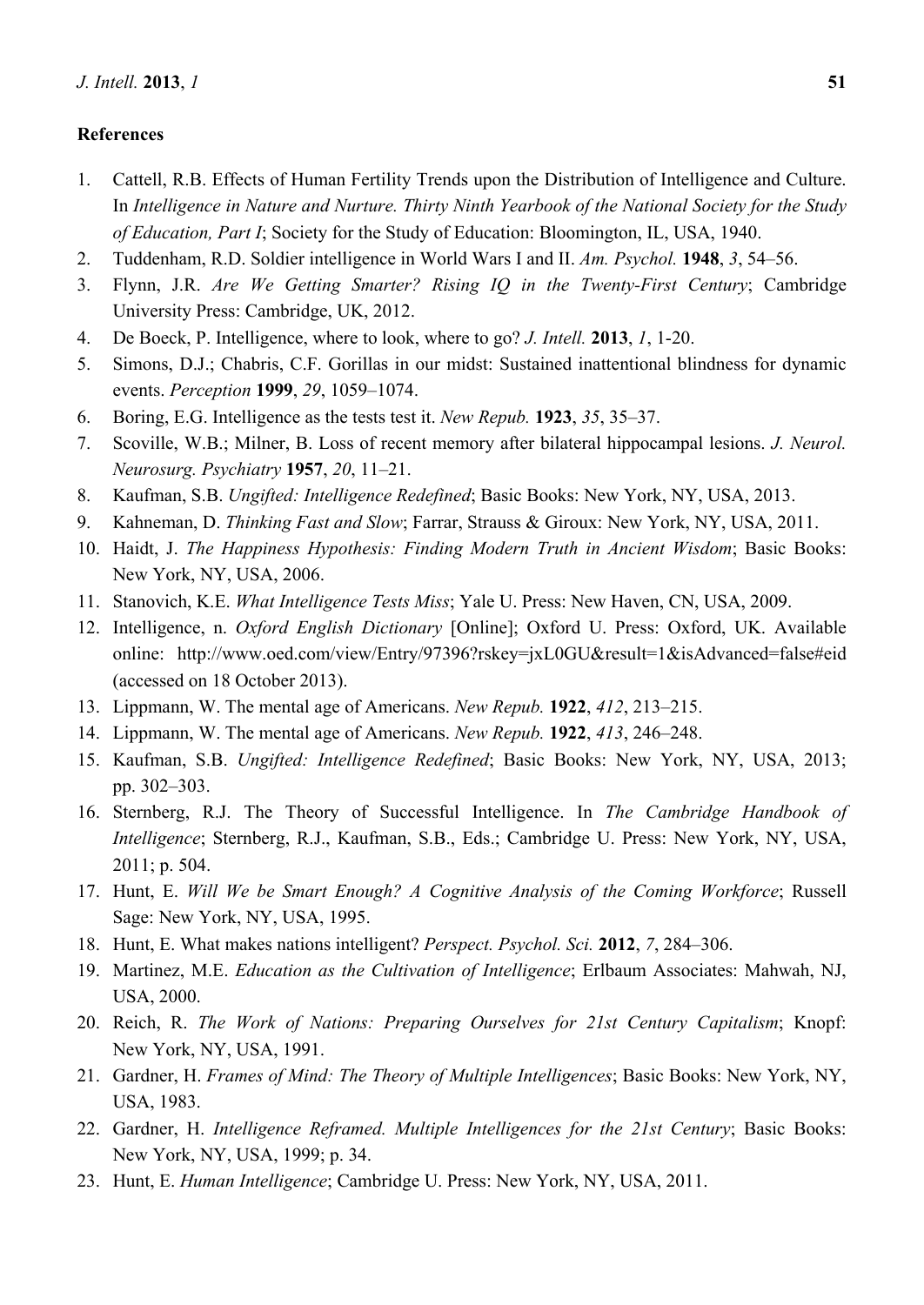## References

1. Cattell, R.B. Effects of Human Fertility Trends upon the Distribution of Intelligence and Culture. In *Intelligence in Nature and Nurture. Thirty Ninth Yearbook of the National Society for the Study of Education, Part I*; Society for the Study of Education: Bloomington, IL, USA, 1940.
2. Tuddenham, R.D. Soldier intelligence in World Wars I and II. *Am. Psychol.* **1948**, *3*, 54–56.
3. Flynn, J.R. *Are We Getting Smarter? Rising IQ in the Twenty-First Century*; Cambridge University Press: Cambridge, UK, 2012.
4. De Boeck, P. Intelligence, where to look, where to go? *J. Intell.* **2013**, *1*, 1-20.
5. Simons, D.J.; Chabris, C.F. Gorillas in our midst: Sustained inattentional blindness for dynamic events. *Perception* **1999**, *29*, 1059–1074.
6. Boring, E.G. Intelligence as the tests test it. *New Repub.* **1923**, *35*, 35–37.
7. Scoville, W.B.; Milner, B. Loss of recent memory after bilateral hippocampal lesions. *J. Neurol. Neurosurg. Psychiatry* **1957**, *20*, 11–21.
8. Kaufman, S.B. *Ungifted: Intelligence Redefined*; Basic Books: New York, NY, USA, 2013.
9. Kahneman, D. *Thinking Fast and Slow*; Farrar, Strauss & Giroux: New York, NY, USA, 2011.
10. Haidt, J. *The Happiness Hypothesis: Finding Modern Truth in Ancient Wisdom*; Basic Books: New York, NY, USA, 2006.
11. Stanovich, K.E. *What Intelligence Tests Miss*; Yale U. Press: New Haven, CN, USA, 2009.
12. Intelligence, n. *Oxford English Dictionary* [Online]; Oxford U. Press: Oxford, UK. Available online: http://www.oed.com/view/Entry/97396?rskey=jxL0GU&result=1&isAdvanced=false#eid (accessed on 18 October 2013).
13. Lippmann, W. The mental age of Americans. *New Repub.* **1922**, *412*, 213–215.
14. Lippmann, W. The mental age of Americans. *New Repub.* **1922**, *413*, 246–248.
15. Kaufman, S.B. *Ungifted: Intelligence Redefined*; Basic Books: New York, NY, USA, 2013; pp. 302–303.
16. Sternberg, R.J. The Theory of Successful Intelligence. In *The Cambridge Handbook of Intelligence*; Sternberg, R.J., Kaufman, S.B., Eds.; Cambridge U. Press: New York, NY, USA, 2011; p. 504.
17. Hunt, E. *Will We be Smart Enough? A Cognitive Analysis of the Coming Workforce*; Russell Sage: New York, NY, USA, 1995.
18. Hunt, E. What makes nations intelligent? *Perspect. Psychol. Sci.* **2012**, *7*, 284–306.
19. Martinez, M.E. *Education as the Cultivation of Intelligence*; Erlbaum Associates: Mahwah, NJ, USA, 2000.
20. Reich, R. *The Work of Nations: Preparing Ourselves for 21st Century Capitalism*; Knopf: New York, NY, USA, 1991.
21. Gardner, H. *Frames of Mind: The Theory of Multiple Intelligences*; Basic Books: New York, NY, USA, 1983.
22. Gardner, H. *Intelligence Reframed. Multiple Intelligences for the 21st Century*; Basic Books: New York, NY, USA, 1999; p. 34.
23. Hunt, E. *Human Intelligence*; Cambridge U. Press: New York, NY, USA, 2011.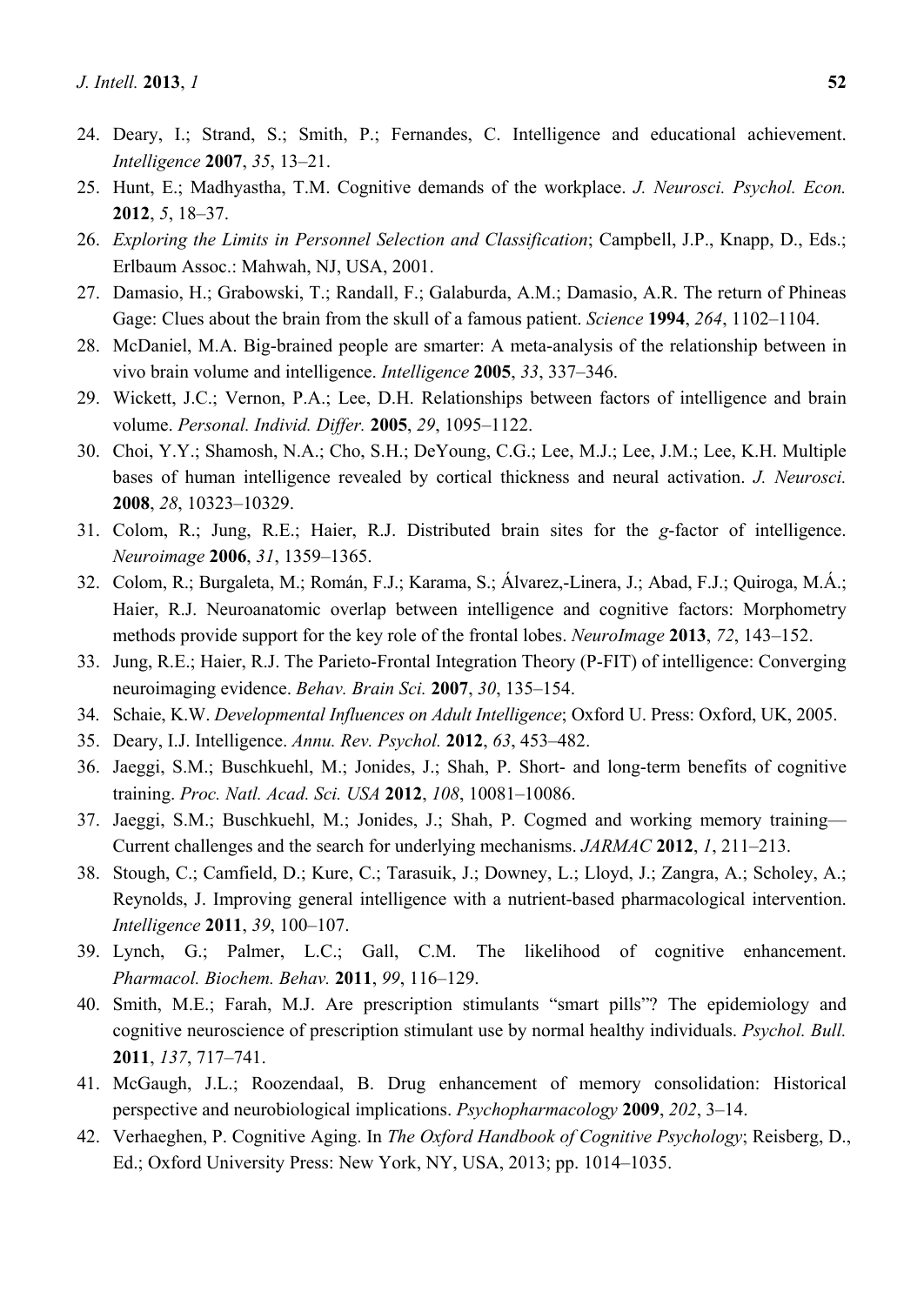24. Deary, I.; Strand, S.; Smith, P.; Fernandes, C. Intelligence and educational achievement. *Intelligence* **2007**, *35*, 13–21.
25. Hunt, E.; Madhyastha, T.M. Cognitive demands of the workplace. *J. Neurosci. Psychol. Econ.* **2012**, *5*, 18–37.
26. *Exploring the Limits in Personnel Selection and Classification*; Campbell, J.P., Knapp, D., Eds.; Erlbaum Assoc.: Mahwah, NJ, USA, 2001.
27. Damasio, H.; Grabowski, T.; Randall, F.; Galaburda, A.M.; Damasio, A.R. The return of Phineas Gage: Clues about the brain from the skull of a famous patient. *Science* **1994**, *264*, 1102–1104.
28. McDaniel, M.A. Big-brained people are smarter: A meta-analysis of the relationship between in vivo brain volume and intelligence. *Intelligence* **2005**, *33*, 337–346.
29. Wickett, J.C.; Vernon, P.A.; Lee, D.H. Relationships between factors of intelligence and brain volume. *Personal. Individ. Differ.* **2005**, *29*, 1095–1122.
30. Choi, Y.Y.; Shamosh, N.A.; Cho, S.H.; DeYoung, C.G.; Lee, M.J.; Lee, J.M.; Lee, K.H. Multiple bases of human intelligence revealed by cortical thickness and neural activation. *J. Neurosci.* **2008**, *28*, 10323–10329.
31. Colom, R.; Jung, R.E.; Haier, R.J. Distributed brain sites for the *g*-factor of intelligence. *Neuroimage* **2006**, *31*, 1359–1365.
32. Colom, R.; Burgaleta, M.; Román, F.J.; Karama, S.; Álvarez,-Linera, J.; Abad, F.J.; Quiroga, M.Á.; Haier, R.J. Neuroanatomic overlap between intelligence and cognitive factors: Morphometry methods provide support for the key role of the frontal lobes. *NeuroImage* **2013**, *72*, 143–152.
33. Jung, R.E.; Haier, R.J. The Parieto-Frontal Integration Theory (P-FIT) of intelligence: Converging neuroimaging evidence. *Behav. Brain Sci.* **2007**, *30*, 135–154.
34. Schaie, K.W. *Developmental Influences on Adult Intelligence*; Oxford U. Press: Oxford, UK, 2005.
35. Deary, I.J. Intelligence. *Annu. Rev. Psychol.* **2012**, *63*, 453–482.
36. Jaeggi, S.M.; Buschkuehl, M.; Jonides, J.; Shah, P. Short- and long-term benefits of cognitive training. *Proc. Natl. Acad. Sci. USA* **2012**, *108*, 10081–10086.
37. Jaeggi, S.M.; Buschkuehl, M.; Jonides, J.; Shah, P. Cogmed and working memory training—Current challenges and the search for underlying mechanisms. *JARMAC* **2012**, *1*, 211–213.
38. Stough, C.; Camfield, D.; Kure, C.; Tarasuik, J.; Downey, L.; Lloyd, J.; Zangra, A.; Scholey, A.; Reynolds, J. Improving general intelligence with a nutrient-based pharmacological intervention. *Intelligence* **2011**, *39*, 100–107.
39. Lynch, G.; Palmer, L.C.; Gall, C.M. The likelihood of cognitive enhancement. *Pharmacol. Biochem. Behav.* **2011**, *99*, 116–129.
40. Smith, M.E.; Farah, M.J. Are prescription stimulants "smart pills"? The epidemiology and cognitive neuroscience of prescription stimulant use by normal healthy individuals. *Psychol. Bull.* **2011**, *137*, 717–741.
41. McGaugh, J.L.; Roozendaal, B. Drug enhancement of memory consolidation: Historical perspective and neurobiological implications. *Psychopharmacology* **2009**, *202*, 3–14.
42. Verhaeghen, P. Cognitive Aging. In *The Oxford Handbook of Cognitive Psychology*; Reisberg, D., Ed.; Oxford University Press: New York, NY, USA, 2013; pp. 1014–1035.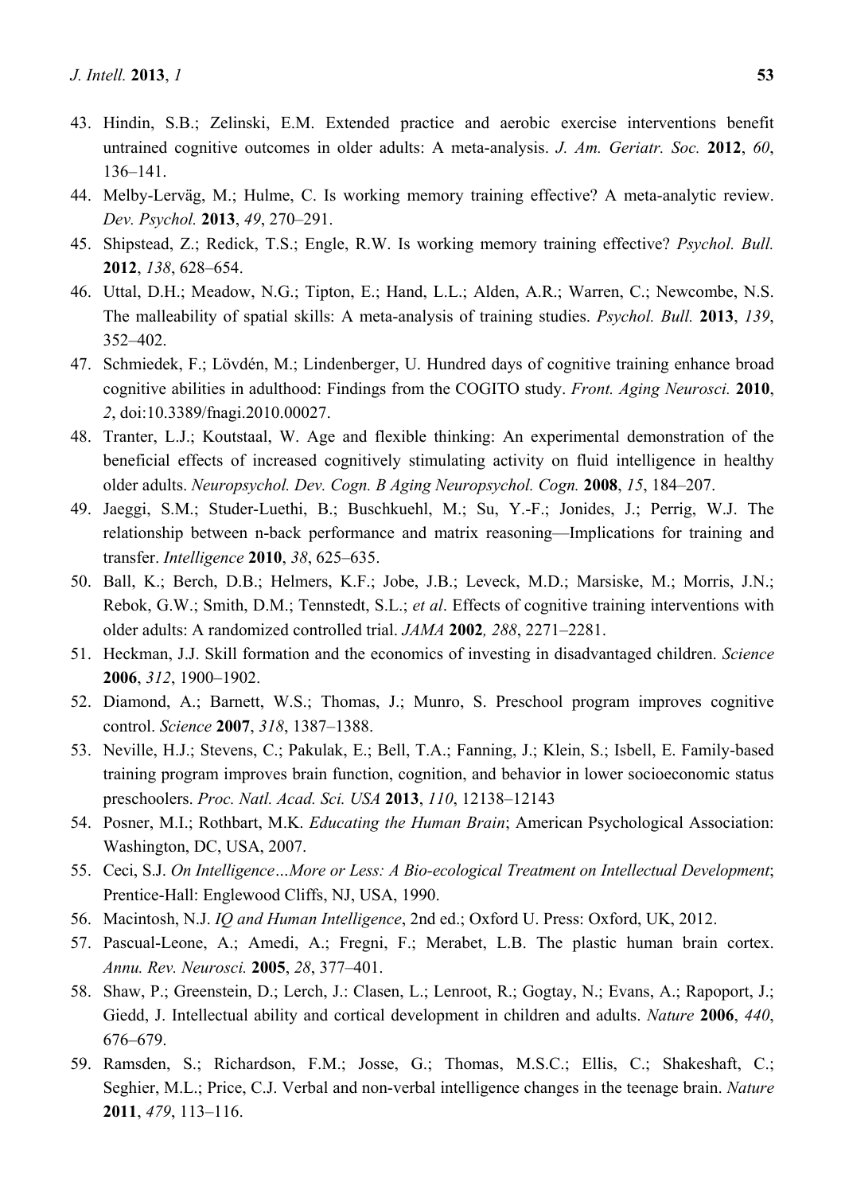43. Hindin, S.B.; Zelinski, E.M. Extended practice and aerobic exercise interventions benefit untrained cognitive outcomes in older adults: A meta-analysis. *J. Am. Geriatr. Soc.* **2012**, *60*, 136–141.
44. Melby-Lervåg, M.; Hulme, C. Is working memory training effective? A meta-analytic review. *Dev. Psychol.* **2013**, *49*, 270–291.
45. Shipstead, Z.; Redick, T.S.; Engle, R.W. Is working memory training effective? *Psychol. Bull.* **2012**, *138*, 628–654.
46. Uttal, D.H.; Meadow, N.G.; Tipton, E.; Hand, L.L.; Alden, A.R.; Warren, C.; Newcombe, N.S. The malleability of spatial skills: A meta-analysis of training studies. *Psychol. Bull.* **2013**, *139*, 352–402.
47. Schmiedek, F.; Lövdén, M.; Lindenberger, U. Hundred days of cognitive training enhance broad cognitive abilities in adulthood: Findings from the COGITO study. *Front. Aging Neurosci.* **2010**, *2*, doi:10.3389/fnagi.2010.00027.
48. Tranter, L.J.; Koutstaal, W. Age and flexible thinking: An experimental demonstration of the beneficial effects of increased cognitively stimulating activity on fluid intelligence in healthy older adults. *Neuropsychol. Dev. Cogn. B Aging Neuropsychol. Cogn.* **2008**, *15*, 184–207.
49. Jaeggi, S.M.; Studer-Luethi, B.; Buschkuehl, M.; Su, Y.-F.; Jonides, J.; Perrig, W.J. The relationship between n-back performance and matrix reasoning—Implications for training and transfer. *Intelligence* **2010**, *38*, 625–635.
50. Ball, K.; Berch, D.B.; Helmers, K.F.; Jobe, J.B.; Leveck, M.D.; Marsiske, M.; Morris, J.N.; Rebok, G.W.; Smith, D.M.; Tennstedt, S.L.; *et al*. Effects of cognitive training interventions with older adults: A randomized controlled trial. *JAMA* **2002***, 288*, 2271–2281.
51. Heckman, J.J. Skill formation and the economics of investing in disadvantaged children. *Science* **2006**, *312*, 1900–1902.
52. Diamond, A.; Barnett, W.S.; Thomas, J.; Munro, S. Preschool program improves cognitive control. *Science* **2007**, *318*, 1387–1388.
53. Neville, H.J.; Stevens, C.; Pakulak, E.; Bell, T.A.; Fanning, J.; Klein, S.; Isbell, E. Family-based training program improves brain function, cognition, and behavior in lower socioeconomic status preschoolers. *Proc. Natl. Acad. Sci. USA* **2013**, *110*, 12138–12143
54. Posner, M.I.; Rothbart, M.K. *Educating the Human Brain*; American Psychological Association: Washington, DC, USA, 2007.
55. Ceci, S.J. *On Intelligence…More or Less: A Bio-ecological Treatment on Intellectual Development*; Prentice-Hall: Englewood Cliffs, NJ, USA, 1990.
56. Macintosh, N.J. *IQ and Human Intelligence*, 2nd ed.; Oxford U. Press: Oxford, UK, 2012.
57. Pascual-Leone, A.; Amedi, A.; Fregni, F.; Merabet, L.B. The plastic human brain cortex. *Annu. Rev. Neurosci.* **2005**, *28*, 377–401.
58. Shaw, P.; Greenstein, D.; Lerch, J.: Clasen, L.; Lenroot, R.; Gogtay, N.; Evans, A.; Rapoport, J.; Giedd, J. Intellectual ability and cortical development in children and adults. *Nature* **2006**, *440*, 676–679.
59. Ramsden, S.; Richardson, F.M.; Josse, G.; Thomas, M.S.C.; Ellis, C.; Shakeshaft, C.; Seghier, M.L.; Price, C.J. Verbal and non-verbal intelligence changes in the teenage brain. *Nature* **2011**, *479*, 113–116.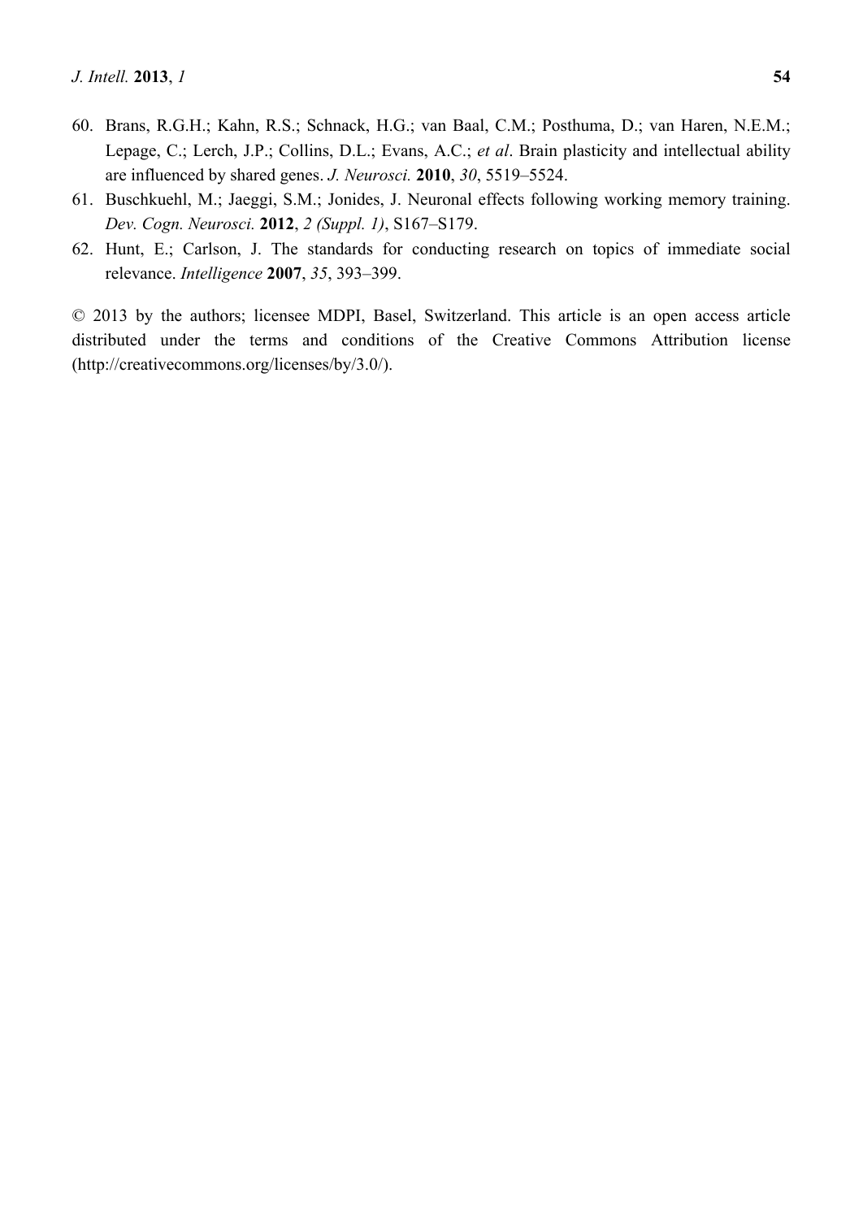60. Brans, R.G.H.; Kahn, R.S.; Schnack, H.G.; van Baal, C.M.; Posthuma, D.; van Haren, N.E.M.; Lepage, C.; Lerch, J.P.; Collins, D.L.; Evans, A.C.; *et al*. Brain plasticity and intellectual ability are influenced by shared genes. *J. Neurosci.* **2010**, *30*, 5519–5524.
61. Buschkuehl, M.; Jaeggi, S.M.; Jonides, J. Neuronal effects following working memory training. *Dev. Cogn. Neurosci.* **2012**, *2 (Suppl. 1)*, S167–S179.
62. Hunt, E.; Carlson, J. The standards for conducting research on topics of immediate social relevance. *Intelligence* **2007**, *35*, 393–399.

© 2013 by the authors; licensee MDPI, Basel, Switzerland. This article is an open access article distributed under the terms and conditions of the Creative Commons Attribution license (http://creativecommons.org/licenses/by/3.0/).